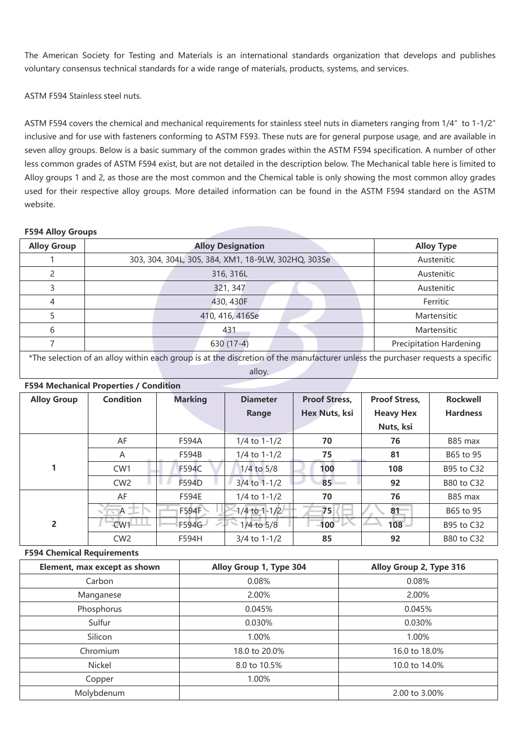The American Society for Testing and Materials is an international standards organization that develops and publishes voluntary consensus technical standards for a wide range of materials, products, systems, and services.

ASTM F594 Stainless steel nuts.

ASTM F594 covers the chemical and mechanical requirements for stainless steel nuts in diameters ranging from 1/4" to 1-1/2" inclusive and for use with fasteners conforming to ASTM F593. These nuts are for general purpose usage, and are available in seven alloy groups. Below is a basic summary of the common grades within the ASTM F594 specification. A number of other less common grades of ASTM F594 exist, but are not detailed in the description below. The Mechanical table here is limited to Alloy groups 1 and 2, as those are the most common and the Chemical table is only showing the most common alloy grades used for their respective alloy groups. More detailed information can be found in the ASTM F594 standard on the ASTM website.

**F594 Alloy Groups**

| Alloy Group | Alloy Designation | Alloy Type |
|---|---|---|
| 1 | 303, 304, 304L, 305, 384, XM1, 18-9LW, 302HQ, 303Se | Austenitic |
| 2 | 316, 316L | Austenitic |
| 3 | 321, 347 | Austenitic |
| 4 | 430, 430F | Ferritic |
| 5 | 410, 416, 416Se | Martensitic |
| 6 | 431 | Martensitic |
| 7 | 630 (17-4) | Precipitation Hardening |

*The selection of an alloy within each group is at the discretion of the manufacturer unless the purchaser requests a specific alloy.

**F594 Mechanical Properties / Condition**

| Alloy Group | Condition | Marking | Diameter Range | Proof Stress, Hex Nuts, ksi | Proof Stress, Heavy Hex Nuts, ksi | Rockwell Hardness |
|---|---|---|---|---|---|---|
| 1 | AF | F594A | 1/4 to 1-1/2 | **70** | **76** | B85 max |
| | A | F594B | 1/4 to 1-1/2 | **75** | **81** | B65 to 95 |
| | CW1 | F594C | 1/4 to 5/8 | **100** | **108** | B95 to C32 |
| | CW2 | F594D | 3/4 to 1-1/2 | **85** | **92** | B80 to C32 |
| 2 | AF | F594E | 1/4 to 1-1/2 | **70** | **76** | B85 max |
| | A | F594F | 1/4 to 1-1/2 | **75** | **81** | B65 to 95 |
| | CW1 | F594G | 1/4 to 5/8 | **100** | **108** | B95 to C32 |
| | CW2 | F594H | 3/4 to 1-1/2 | **85** | **92** | B80 to C32 |

**F594 Chemical Requirements**

| Element, max except as shown | Alloy Group 1, Type 304 | Alloy Group 2, Type 316 |
|---|---|---|
| Carbon | 0.08% | 0.08% |
| Manganese | 2.00% | 2.00% |
| Phosphorus | 0.045% | 0.045% |
| Sulfur | 0.030% | 0.030% |
| Silicon | 1.00% | 1.00% |
| Chromium | 18.0 to 20.0% | 16.0 to 18.0% |
| Nickel | 8.0 to 10.5% | 10.0 to 14.0% |
| Copper | 1.00% | |
| Molybdenum | | 2.00 to 3.00% |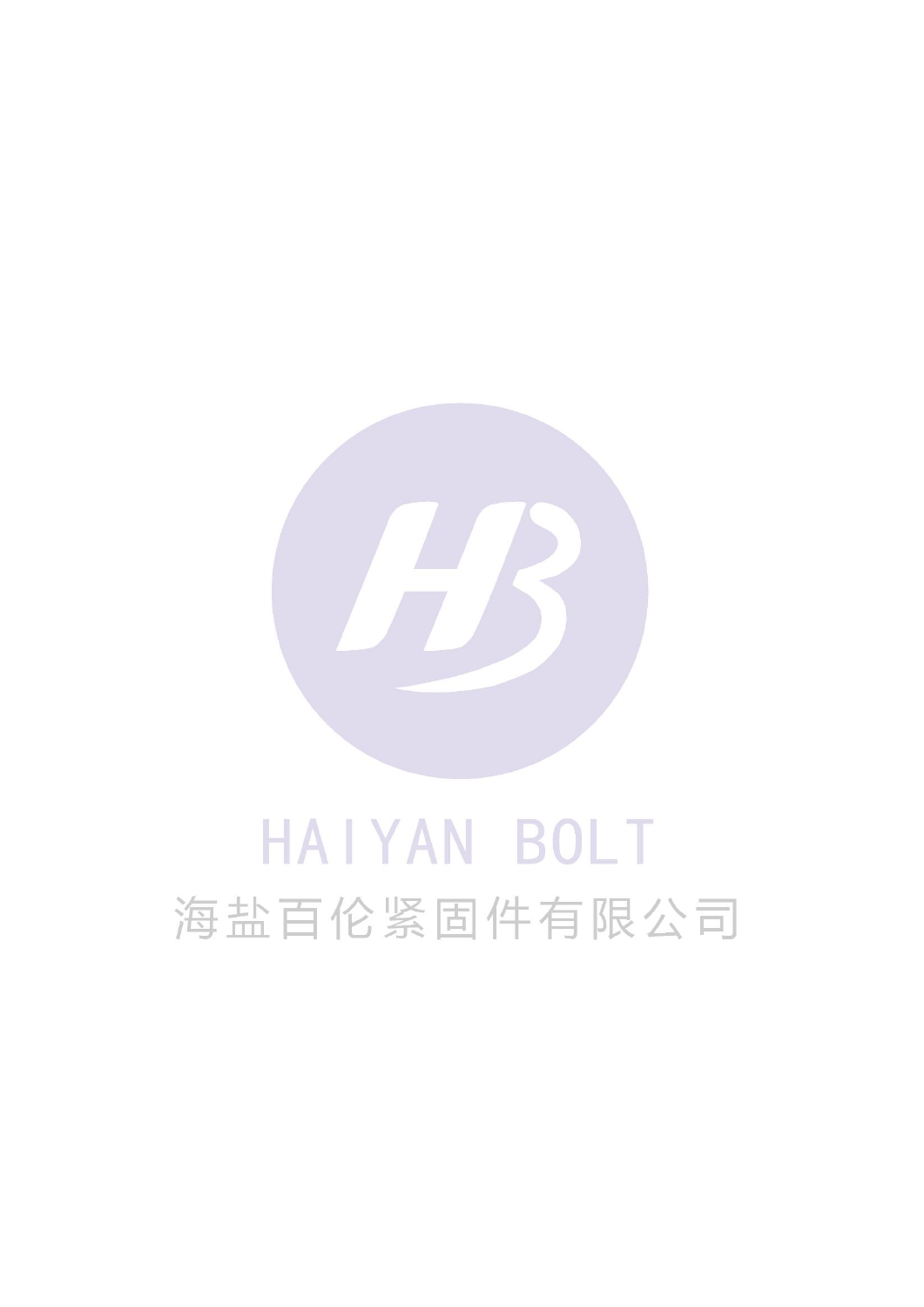HAIYAN BOLT

海盐百伦紧固件有限公司